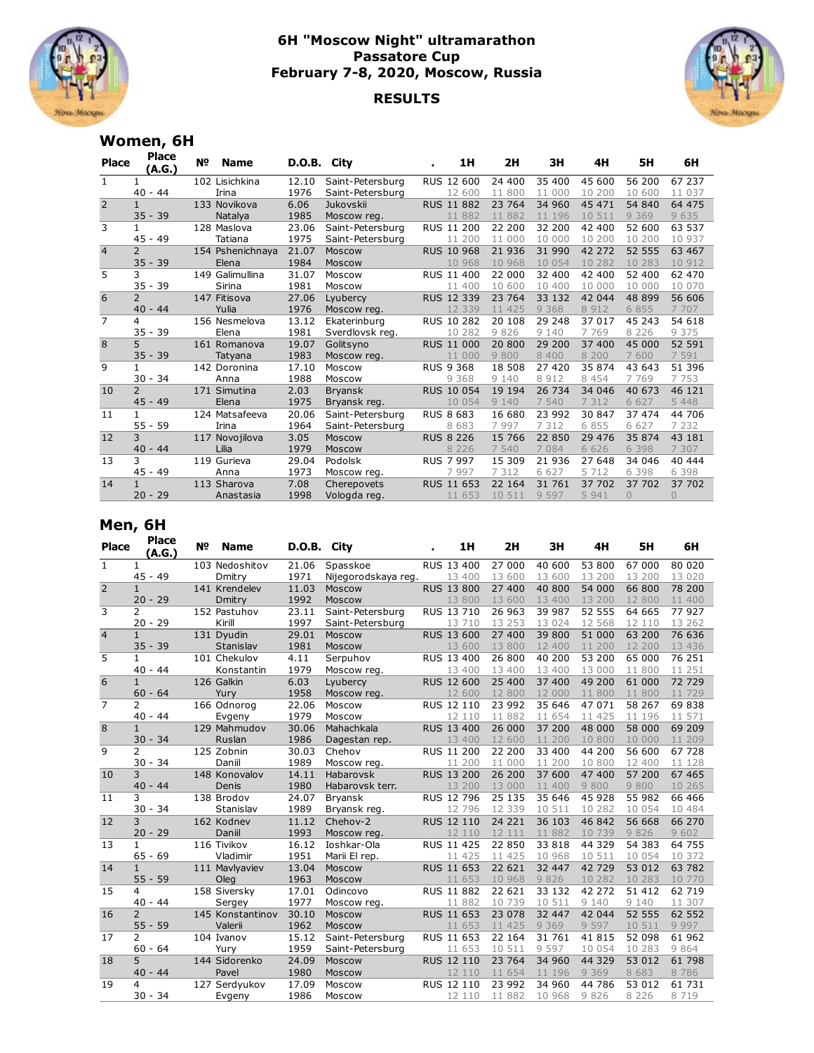# 6H "Moscow Night" ultramarathon
## Passatore Cup
## February 7-8, 2020, Moscow, Russia

## RESULTS

### Women, 6H

| Place | Place (A.G.) | № | Name | D.O.B. | City | . | 1H | 2H | 3H | 4H | 5H | 6H |
|---|---|---|---|---|---|---|---|---|---|---|---|---|
| 1 | 1 | 102 | Lisichkina | 12.10 | Saint-Petersburg | RUS | 12 600 | 24 400 | 35 400 | 45 600 | 56 200 | 67 237 |
| | 40 - 44 | | Irina | 1976 | Saint-Petersburg | | 12 600 | 11 800 | 11 000 | 10 200 | 10 600 | 11 037 |
| 2 | 1 | 133 | Novikova | 6.06 | Jukovskii | RUS | 11 882 | 23 764 | 34 960 | 45 471 | 54 840 | 64 475 |
| | 35 - 39 | | Natalya | 1985 | Moscow reg. | | 11 882 | 11 882 | 11 196 | 10 511 | 9 369 | 9 635 |
| 3 | 1 | 128 | Maslova | 23.06 | Saint-Petersburg | RUS | 11 200 | 22 200 | 32 200 | 42 400 | 52 600 | 63 537 |
| | 45 - 49 | | Tatiana | 1975 | Saint-Petersburg | | 11 200 | 11 000 | 10 000 | 10 200 | 10 200 | 10 937 |
| 4 | 2 | 154 | Pshenichnaya | 21.07 | Moscow | RUS | 10 968 | 21 936 | 31 990 | 42 272 | 52 555 | 63 467 |
| | 35 - 39 | | Elena | 1984 | Moscow | | 10 968 | 10 968 | 10 054 | 10 282 | 10 283 | 10 912 |
| 5 | 3 | 149 | Galimullina | 31.07 | Moscow | RUS | 11 400 | 22 000 | 32 400 | 42 400 | 52 400 | 62 470 |
| | 35 - 39 | | Sirina | 1981 | Moscow | | 11 400 | 10 600 | 10 400 | 10 000 | 10 000 | 10 070 |
| 6 | 2 | 147 | Fitisova | 27.06 | Lyubercy | RUS | 12 339 | 23 764 | 33 132 | 42 044 | 48 899 | 56 606 |
| | 40 - 44 | | Yulia | 1976 | Moscow reg. | | 12 339 | 11 425 | 9 368 | 8 912 | 6 855 | 7 707 |
| 7 | 4 | 156 | Nesmelova | 13.12 | Ekaterinburg | RUS | 10 282 | 20 108 | 29 248 | 37 017 | 45 243 | 54 618 |
| | 35 - 39 | | Elena | 1981 | Sverdlovsk reg. | | 10 282 | 9 826 | 9 140 | 7 769 | 8 226 | 9 375 |
| 8 | 5 | 161 | Romanova | 19.07 | Golitsyno | RUS | 11 000 | 20 800 | 29 200 | 37 400 | 45 000 | 52 591 |
| | 35 - 39 | | Tatyana | 1983 | Moscow reg. | | 11 000 | 9 800 | 8 400 | 8 200 | 7 600 | 7 591 |
| 9 | 1 | 142 | Doronina | 17.10 | Moscow | RUS | 9 368 | 18 508 | 27 420 | 35 874 | 43 643 | 51 396 |
| | 30 - 34 | | Anna | 1988 | Moscow | | 9 368 | 9 140 | 8 912 | 8 454 | 7 769 | 7 753 |
| 10 | 2 | 171 | Simutina | 2.03 | Bryansk | RUS | 10 054 | 19 194 | 26 734 | 34 046 | 40 673 | 46 121 |
| | 45 - 49 | | Elena | 1975 | Bryansk reg. | | 10 054 | 9 140 | 7 540 | 7 312 | 6 627 | 5 448 |
| 11 | 1 | 124 | Matsafeeva | 20.06 | Saint-Petersburg | RUS | 8 683 | 16 680 | 23 992 | 30 847 | 37 474 | 44 706 |
| | 55 - 59 | | Irina | 1964 | Saint-Petersburg | | 8 683 | 7 997 | 7 312 | 6 855 | 6 627 | 7 232 |
| 12 | 3 | 117 | Novojilova | 3.05 | Moscow | RUS | 8 226 | 15 766 | 22 850 | 29 476 | 35 874 | 43 181 |
| | 40 - 44 | | Lilia | 1979 | Moscow | | 8 226 | 7 540 | 7 084 | 6 626 | 6 398 | 7 307 |
| 13 | 3 | 119 | Gurieva | 29.04 | Podolsk | RUS | 7 997 | 15 309 | 21 936 | 27 648 | 34 046 | 40 444 |
| | 45 - 49 | | Anna | 1973 | Moscow reg. | | 7 997 | 7 312 | 6 627 | 5 712 | 6 398 | 6 398 |
| 14 | 1 | 113 | Sharova | 7.08 | Cherepovets | RUS | 11 653 | 22 164 | 31 761 | 37 702 | 37 702 | 37 702 |
| | 20 - 29 | | Anastasia | 1998 | Vologda reg. | | 11 653 | 10 511 | 9 597 | 5 941 | 0 | 0 |

### Men, 6H

| Place | Place (A.G.) | № | Name | D.O.B. | City | . | 1H | 2H | 3H | 4H | 5H | 6H |
|---|---|---|---|---|---|---|---|---|---|---|---|---|
| 1 | 1 | 103 | Nedoshitov | 21.06 | Spasskoe | RUS | 13 400 | 27 000 | 40 600 | 53 800 | 67 000 | 80 020 |
| | 45 - 49 | | Dmitry | 1971 | Nijegorodskaya reg. | | 13 400 | 13 600 | 13 600 | 13 200 | 13 200 | 13 020 |
| 2 | 1 | 141 | Krendelev | 11.03 | Moscow | RUS | 13 800 | 27 400 | 40 800 | 54 000 | 66 800 | 78 200 |
| | 20 - 29 | | Dmitry | 1992 | Moscow | | 13 800 | 13 600 | 13 400 | 13 200 | 12 800 | 11 400 |
| 3 | 2 | 152 | Pastuhov | 23.11 | Saint-Petersburg | RUS | 13 710 | 26 963 | 39 987 | 52 555 | 64 665 | 77 927 |
| | 20 - 29 | | Kirill | 1997 | Saint-Petersburg | | 13 710 | 13 253 | 13 024 | 12 568 | 12 110 | 13 262 |
| 4 | 1 | 131 | Dyudin | 29.01 | Moscow | RUS | 13 600 | 27 400 | 39 800 | 51 000 | 63 200 | 76 636 |
| | 35 - 39 | | Stanislav | 1981 | Moscow | | 13 600 | 13 800 | 12 400 | 11 200 | 12 200 | 13 436 |
| 5 | 1 | 101 | Chekulov | 4.11 | Serpuhov | RUS | 13 400 | 26 800 | 40 200 | 53 200 | 65 000 | 76 251 |
| | 40 - 44 | | Konstantin | 1979 | Moscow reg. | | 13 400 | 13 400 | 13 400 | 13 000 | 11 800 | 11 251 |
| 6 | 1 | 126 | Galkin | 6.03 | Lyubercy | RUS | 12 600 | 25 400 | 37 400 | 49 200 | 61 000 | 72 729 |
| | 60 - 64 | | Yury | 1958 | Moscow reg. | | 12 600 | 12 800 | 12 000 | 11 800 | 11 800 | 11 729 |
| 7 | 2 | 166 | Odnorog | 22.06 | Moscow | RUS | 12 110 | 23 992 | 35 646 | 47 071 | 58 267 | 69 838 |
| | 40 - 44 | | Evgeny | 1979 | Moscow | | 12 110 | 11 882 | 11 654 | 11 425 | 11 196 | 11 571 |
| 8 | 1 | 129 | Mahmudov | 30.06 | Mahachkala | RUS | 13 400 | 26 000 | 37 200 | 48 000 | 58 000 | 69 209 |
| | 30 - 34 | | Ruslan | 1986 | Dagestan rep. | | 13 400 | 12 600 | 11 200 | 10 800 | 10 000 | 11 209 |
| 9 | 2 | 125 | Zobnin | 30.03 | Chehov | RUS | 11 200 | 22 200 | 33 400 | 44 200 | 56 600 | 67 728 |
| | 30 - 34 | | Daniil | 1989 | Moscow reg. | | 11 200 | 11 000 | 11 200 | 10 800 | 12 400 | 11 128 |
| 10 | 3 | 148 | Konovalov | 14.11 | Habarovsk | RUS | 13 200 | 26 200 | 37 600 | 47 400 | 57 200 | 67 465 |
| | 40 - 44 | | Denis | 1980 | Habarovsk terr. | | 13 200 | 13 000 | 11 400 | 9 800 | 9 800 | 10 265 |
| 11 | 3 | 138 | Brodov | 24.07 | Bryansk | RUS | 12 796 | 25 135 | 35 646 | 45 928 | 55 982 | 66 466 |
| | 30 - 34 | | Stanislav | 1989 | Bryansk reg. | | 12 796 | 12 339 | 10 511 | 10 282 | 10 054 | 10 484 |
| 12 | 3 | 162 | Kodnev | 11.12 | Chehov-2 | RUS | 12 110 | 24 221 | 36 103 | 46 842 | 56 668 | 66 270 |
| | 20 - 29 | | Daniil | 1993 | Moscow reg. | | 12 110 | 12 111 | 11 882 | 10 739 | 9 826 | 9 602 |
| 13 | 1 | 116 | Tivikov | 16.12 | Ioshkar-Ola | RUS | 11 425 | 22 850 | 33 818 | 44 329 | 54 383 | 64 755 |
| | 65 - 69 | | Vladimir | 1951 | Marii El rep. | | 11 425 | 11 425 | 10 968 | 10 511 | 10 054 | 10 372 |
| 14 | 1 | 111 | Mavlyaviev | 13.04 | Moscow | RUS | 11 653 | 22 621 | 32 447 | 42 729 | 53 012 | 63 782 |
| | 55 - 59 | | Oleg | 1963 | Moscow | | 11 653 | 10 968 | 9 826 | 10 282 | 10 283 | 10 770 |
| 15 | 4 | 158 | Siversky | 17.01 | Odincovo | RUS | 11 882 | 22 621 | 33 132 | 42 272 | 51 412 | 62 719 |
| | 40 - 44 | | Sergey | 1977 | Moscow reg. | | 11 882 | 10 739 | 10 511 | 9 140 | 9 140 | 11 307 |
| 16 | 2 | 145 | Konstantinov | 30.10 | Moscow | RUS | 11 653 | 23 078 | 32 447 | 42 044 | 52 555 | 62 552 |
| | 55 - 59 | | Valerii | 1962 | Moscow | | 11 653 | 11 425 | 9 369 | 9 597 | 10 511 | 9 997 |
| 17 | 2 | 104 | Ivanov | 15.12 | Saint-Petersburg | RUS | 11 653 | 22 164 | 31 761 | 41 815 | 52 098 | 61 962 |
| | 60 - 64 | | Yury | 1959 | Saint-Petersburg | | 11 653 | 10 511 | 9 597 | 10 054 | 10 283 | 9 864 |
| 18 | 5 | 144 | Sidorenko | 24.09 | Moscow | RUS | 12 110 | 23 764 | 34 960 | 44 329 | 53 012 | 61 798 |
| | 40 - 44 | | Pavel | 1980 | Moscow | | 12 110 | 11 654 | 11 196 | 9 369 | 8 683 | 8 786 |
| 19 | 4 | 127 | Serdyukov | 17.09 | Moscow | RUS | 12 110 | 23 992 | 34 960 | 44 786 | 53 012 | 61 731 |
| | 30 - 34 | | Evgeny | 1986 | Moscow | | 12 110 | 11 882 | 10 968 | 9 826 | 8 226 | 8 719 |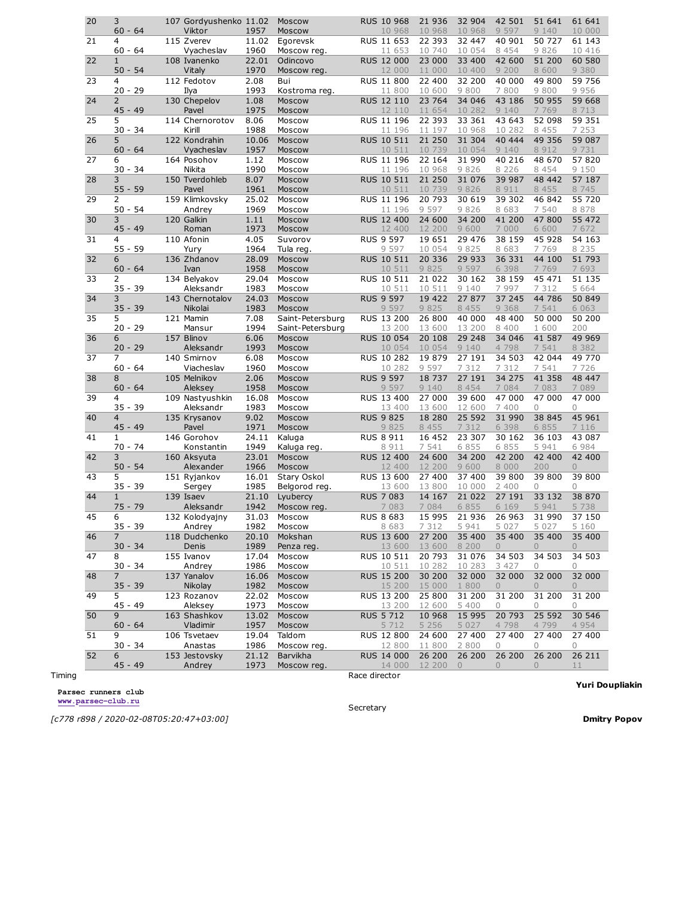| | | | | | | | | | | | | |
|---|---|---|---|---|---|---|---|---|---|---|---|---|
| 20 | 3<br>60 - 64 | 107 | Gordyushenko<br>Viktor | 11.02<br>1957 | Moscow<br>Moscow | RUS | 10 968<br>10 968 | 21 936<br>10 968 | 32 904<br>10 968 | 42 501<br>9 597 | 51 641<br>9 140 | 61 641<br>10 000 |
| 21 | 4<br>60 - 64 | 115 | Zverev<br>Vyacheslav | 11.02<br>1960 | Egorevsk<br>Moscow reg. | RUS | 11 653<br>11 653 | 22 393<br>10 740 | 32 447<br>10 054 | 40 901<br>8 454 | 50 727<br>9 826 | 61 143<br>10 416 |
| 22 | 1<br>50 - 54 | 108 | Ivanenko<br>Vitaly | 22.01<br>1970 | Odincovo<br>Moscow reg. | RUS | 12 000<br>12 000 | 23 000<br>11 000 | 33 400<br>10 400 | 42 600<br>9 200 | 51 200<br>8 600 | 60 580<br>9 380 |
| 23 | 4<br>20 - 29 | 112 | Fedotov<br>Ilya | 2.08<br>1993 | Bui<br>Kostroma reg. | RUS | 11 800<br>11 800 | 22 400<br>10 600 | 32 200<br>9 800 | 40 000<br>7 800 | 49 800<br>9 800 | 59 756<br>9 956 |
| 24 | 2<br>45 - 49 | 130 | Chepelov<br>Pavel | 1.08<br>1975 | Moscow<br>Moscow | RUS | 12 110<br>12 110 | 23 764<br>11 654 | 34 046<br>10 282 | 43 186<br>9 140 | 50 955<br>7 769 | 59 668<br>8 713 |
| 25 | 5<br>30 - 34 | 114 | Chernorotov<br>Kirill | 8.06<br>1988 | Moscow<br>Moscow | RUS | 11 196<br>11 196 | 22 393<br>11 197 | 33 361<br>10 968 | 43 643<br>10 282 | 52 098<br>8 455 | 59 351<br>7 253 |
| 26 | 5<br>60 - 64 | 122 | Kondrahin<br>Vyacheslav | 10.06<br>1957 | Moscow<br>Moscow | RUS | 10 511<br>10 511 | 21 250<br>10 739 | 31 304<br>10 054 | 40 444<br>9 140 | 49 356<br>8 912 | 59 087<br>9 731 |
| 27 | 6<br>30 - 34 | 164 | Posohov<br>Nikita | 1.12<br>1990 | Moscow<br>Moscow | RUS | 11 196<br>11 196 | 22 164<br>10 968 | 31 990<br>9 826 | 40 216<br>8 226 | 48 670<br>8 454 | 57 820<br>9 150 |
| 28 | 3<br>55 - 59 | 150 | Tverdohleb<br>Pavel | 8.07<br>1961 | Moscow<br>Moscow | RUS | 10 511<br>10 511 | 21 250<br>10 739 | 31 076<br>9 826 | 39 987<br>8 911 | 48 442<br>8 455 | 57 187<br>8 745 |
| 29 | 2<br>50 - 54 | 159 | Klimkovsky<br>Andrey | 25.02<br>1969 | Moscow<br>Moscow | RUS | 11 196<br>11 196 | 20 793<br>9 597 | 30 619<br>9 826 | 39 302<br>8 683 | 46 842<br>7 540 | 55 720<br>8 878 |
| 30 | 3<br>45 - 49 | 120 | Galkin<br>Roman | 1.11<br>1973 | Moscow<br>Moscow | RUS | 12 400<br>12 400 | 24 600<br>12 200 | 34 200<br>9 600 | 41 200<br>7 000 | 47 800<br>6 600 | 55 472<br>7 672 |
| 31 | 4<br>55 - 59 | 110 | Afonin<br>Yury | 4.05<br>1964 | Suvorov<br>Tula reg. | RUS | 9 597<br>9 597 | 19 651<br>10 054 | 29 476<br>9 825 | 38 159<br>8 683 | 45 928<br>7 769 | 54 163<br>8 235 |
| 32 | 6<br>60 - 64 | 136 | Zhdanov<br>Ivan | 28.09<br>1958 | Moscow<br>Moscow | RUS | 10 511<br>10 511 | 20 336<br>9 825 | 29 933<br>9 597 | 36 331<br>6 398 | 44 100<br>7 769 | 51 793<br>7 693 |
| 33 | 2<br>35 - 39 | 134 | Belyakov<br>Aleksandr | 29.04<br>1983 | Moscow<br>Moscow | RUS | 10 511<br>10 511 | 21 022<br>10 511 | 30 162<br>9 140 | 38 159<br>7 997 | 45 471<br>7 312 | 51 135<br>5 664 |
| 34 | 3<br>35 - 39 | 143 | Chernotalov<br>Nikolai | 24.03<br>1983 | Moscow<br>Moscow | RUS | 9 597<br>9 597 | 19 422<br>9 825 | 27 877<br>8 455 | 37 245<br>9 368 | 44 786<br>7 541 | 50 849<br>6 063 |
| 35 | 5<br>20 - 29 | 121 | Mamin<br>Mansur | 7.08<br>1994 | Saint-Petersburg<br>Saint-Petersburg | RUS | 13 200<br>13 200 | 26 800<br>13 600 | 40 000<br>13 200 | 48 400<br>8 400 | 50 000<br>1 600 | 50 200<br>200 |
| 36 | 6<br>20 - 29 | 157 | Blinov<br>Aleksandr | 6.06<br>1993 | Moscow<br>Moscow | RUS | 10 054<br>10 054 | 20 108<br>10 054 | 29 248<br>9 140 | 34 046<br>4 798 | 41 587<br>7 541 | 49 969<br>8 382 |
| 37 | 7<br>60 - 64 | 140 | Smirnov<br>Viacheslav | 6.08<br>1960 | Moscow<br>Moscow | RUS | 10 282<br>10 282 | 19 879<br>9 597 | 27 191<br>7 312 | 34 503<br>7 312 | 42 044<br>7 541 | 49 770<br>7 726 |
| 38 | 8<br>60 - 64 | 105 | Melnikov<br>Aleksey | 2.06<br>1958 | Moscow<br>Moscow | RUS | 9 597<br>9 597 | 18 737<br>9 140 | 27 191<br>8 454 | 34 275<br>7 084 | 41 358<br>7 083 | 48 447<br>7 089 |
| 39 | 4<br>35 - 39 | 109 | Nastyushkin<br>Aleksandr | 16.08<br>1983 | Moscow<br>Moscow | RUS | 13 400<br>13 400 | 27 000<br>13 600 | 39 600<br>12 600 | 47 000<br>7 400 | 47 000<br>0 | 47 000<br>0 |
| 40 | 4<br>45 - 49 | 135 | Krysanov<br>Pavel | 9.02<br>1971 | Moscow<br>Moscow | RUS | 9 825<br>9 825 | 18 280<br>8 455 | 25 592<br>7 312 | 31 990<br>6 398 | 38 845<br>6 855 | 45 961<br>7 116 |
| 41 | 1<br>70 - 74 | 146 | Gorohov<br>Konstantin | 24.11<br>1949 | Kaluga<br>Kaluga reg. | RUS | 8 911<br>8 911 | 16 452<br>7 541 | 23 307<br>6 855 | 30 162<br>6 855 | 36 103<br>5 941 | 43 087<br>6 984 |
| 42 | 3<br>50 - 54 | 160 | Aksyuta<br>Alexander | 23.01<br>1966 | Moscow<br>Moscow | RUS | 12 400<br>12 400 | 24 600<br>12 200 | 34 200<br>9 600 | 42 200<br>8 000 | 42 400<br>200 | 42 400<br>0 |
| 43 | 5<br>35 - 39 | 151 | Ryjankov<br>Sergey | 16.01<br>1985 | Stary Oskol<br>Belgorod reg. | RUS | 13 600<br>13 600 | 27 400<br>13 800 | 37 400<br>10 000 | 39 800<br>2 400 | 39 800<br>0 | 39 800<br>0 |
| 44 | 1<br>75 - 79 | 139 | Isaev<br>Aleksandr | 21.10<br>1942 | Lyubercy<br>Moscow reg. | RUS | 7 083<br>7 083 | 14 167<br>7 084 | 21 022<br>6 855 | 27 191<br>6 169 | 33 132<br>5 941 | 38 870<br>5 738 |
| 45 | 6<br>35 - 39 | 132 | Kolodyajny<br>Andrey | 31.03<br>1982 | Moscow<br>Moscow | RUS | 8 683<br>8 683 | 15 995<br>7 312 | 21 936<br>5 941 | 26 963<br>5 027 | 31 990<br>5 027 | 37 150<br>5 160 |
| 46 | 7<br>30 - 34 | 118 | Dudchenko<br>Denis | 20.10<br>1989 | Mokshan<br>Penza reg. | RUS | 13 600<br>13 600 | 27 200<br>13 600 | 35 400<br>8 200 | 35 400<br>0 | 35 400<br>0 | 35 400<br>0 |
| 47 | 8<br>30 - 34 | 155 | Ivanov<br>Andrey | 17.04<br>1986 | Moscow<br>Moscow | RUS | 10 511<br>10 511 | 20 793<br>10 282 | 31 076<br>10 283 | 34 503<br>3 427 | 34 503<br>0 | 34 503<br>0 |
| 48 | 7<br>35 - 39 | 137 | Yanalov<br>Nikolay | 16.06<br>1982 | Moscow<br>Moscow | RUS | 15 200<br>15 200 | 30 200<br>15 000 | 32 000<br>1 800 | 32 000<br>0 | 32 000<br>0 | 32 000<br>0 |
| 49 | 5<br>45 - 49 | 123 | Rozanov<br>Aleksey | 22.02<br>1973 | Moscow<br>Moscow | RUS | 13 200<br>13 200 | 25 800<br>12 600 | 31 200<br>5 400 | 31 200<br>0 | 31 200<br>0 | 31 200<br>0 |
| 50 | 9<br>60 - 64 | 163 | Shashkov<br>Vladimir | 13.02<br>1957 | Moscow<br>Moscow | RUS | 5 712<br>5 712 | 10 968<br>5 256 | 15 995<br>5 027 | 20 793<br>4 798 | 25 592<br>4 799 | 30 546<br>4 954 |
| 51 | 9<br>30 - 34 | 106 | Tsvetaev<br>Anastas | 19.04<br>1986 | Taldom<br>Moscow reg. | RUS | 12 800<br>12 800 | 24 600<br>11 800 | 27 400<br>2 800 | 27 400<br>0 | 27 400<br>0 | 27 400<br>0 |
| 52 | 6<br>45 - 49 | 153 | Jestovsky<br>Andrey | 21.12<br>1973 | Barvikha<br>Moscow reg. | RUS | 14 000<br>14 000 | 26 200<br>12 200 | 26 200<br>0 | 26 200<br>0 | 26 200<br>0 | 26 211<br>11 |

Timing

**Parsec runners club**
www.parsec-club.ru

*[c778 r898 / 2020-02-08T05:20:47+03:00]*

Race director
**Yuri Doupliakin**

Secretary
**Dmitry Popov**